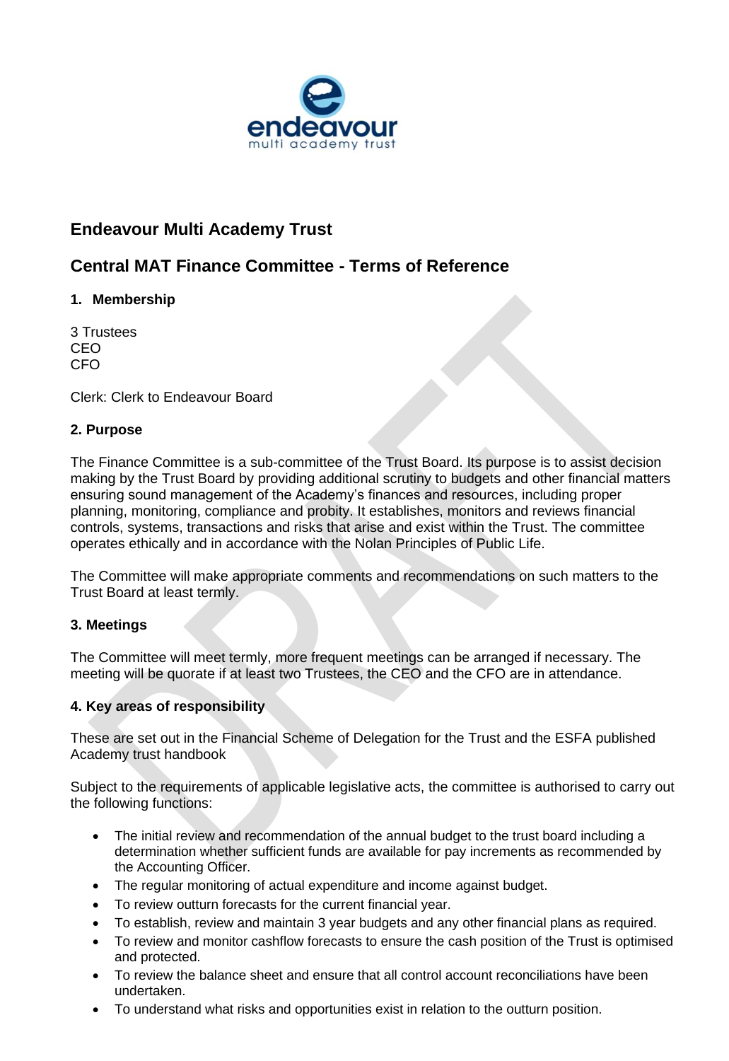# Endeavour Multi Academy Trust

## Central MAT Finance Committee - Terms of Reference

### 1. Membership

3 Trustees
CEO
CFO

Clerk: Clerk to Endeavour Board

### 2. Purpose

The Finance Committee is a sub-committee of the Trust Board. Its purpose is to assist decision making by the Trust Board by providing additional scrutiny to budgets and other financial matters ensuring sound management of the Academy's finances and resources, including proper planning, monitoring, compliance and probity. It establishes, monitors and reviews financial controls, systems, transactions and risks that arise and exist within the Trust. The committee operates ethically and in accordance with the Nolan Principles of Public Life.

The Committee will make appropriate comments and recommendations on such matters to the Trust Board at least termly.

### 3. Meetings

The Committee will meet termly, more frequent meetings can be arranged if necessary. The meeting will be quorate if at least two Trustees, the CEO and the CFO are in attendance.

### 4. Key areas of responsibility

These are set out in the Financial Scheme of Delegation for the Trust and the ESFA published Academy trust handbook

Subject to the requirements of applicable legislative acts, the committee is authorised to carry out the following functions:

- The initial review and recommendation of the annual budget to the trust board including a determination whether sufficient funds are available for pay increments as recommended by the Accounting Officer.
- The regular monitoring of actual expenditure and income against budget.
- To review outturn forecasts for the current financial year.
- To establish, review and maintain 3 year budgets and any other financial plans as required.
- To review and monitor cashflow forecasts to ensure the cash position of the Trust is optimised and protected.
- To review the balance sheet and ensure that all control account reconciliations have been undertaken.
- To understand what risks and opportunities exist in relation to the outturn position.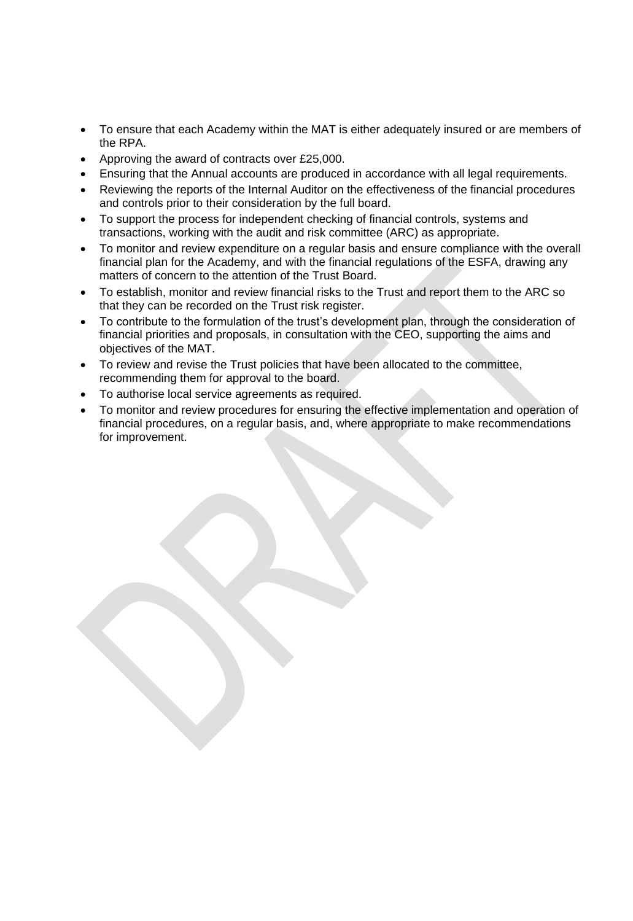- To ensure that each Academy within the MAT is either adequately insured or are members of the RPA.
- Approving the award of contracts over £25,000.
- Ensuring that the Annual accounts are produced in accordance with all legal requirements.
- Reviewing the reports of the Internal Auditor on the effectiveness of the financial procedures and controls prior to their consideration by the full board.
- To support the process for independent checking of financial controls, systems and transactions, working with the audit and risk committee (ARC) as appropriate.
- To monitor and review expenditure on a regular basis and ensure compliance with the overall financial plan for the Academy, and with the financial regulations of the ESFA, drawing any matters of concern to the attention of the Trust Board.
- To establish, monitor and review financial risks to the Trust and report them to the ARC so that they can be recorded on the Trust risk register.
- To contribute to the formulation of the trust's development plan, through the consideration of financial priorities and proposals, in consultation with the CEO, supporting the aims and objectives of the MAT.
- To review and revise the Trust policies that have been allocated to the committee, recommending them for approval to the board.
- To authorise local service agreements as required.
- To monitor and review procedures for ensuring the effective implementation and operation of financial procedures, on a regular basis, and, where appropriate to make recommendations for improvement.